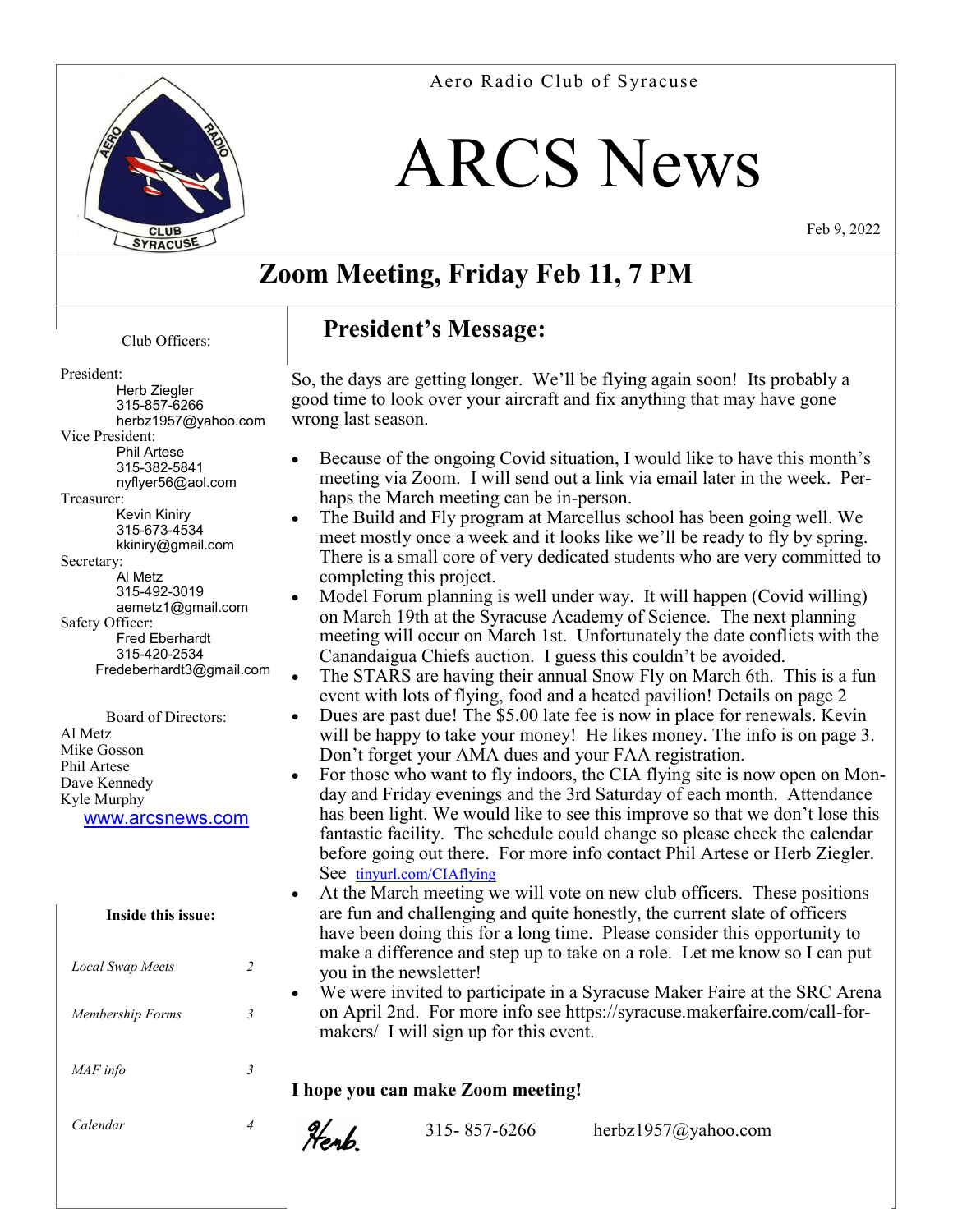Aero Radio Club of Syracuse

# ARCS News

Feb 9, 2022

## Zoom Meeting, Friday Feb 11, 7 PM

Club Officers:

President:
Herb Ziegler
315-857-6266
herbz1957@yahoo.com

Vice President:
Phil Artese
315-382-5841
nyflyer56@aol.com

Treasurer:
Kevin Kiniry
315-673-4534
kkiniry@gmail.com

Secretary:
Al Metz
315-492-3019
aemetz1@gmail.com

Safety Officer:
Fred Eberhardt
315-420-2534
Fredeberhardt3@gmail.com

Board of Directors:
Al Metz
Mike Gosson
Phil Artese
Dave Kennedy
Kyle Murphy

www.arcsnews.com

**Inside this issue:**

| | |
|---|---|
| *Local Swap Meets* | *2* |
| *Membership Forms* | *3* |
| *MAF info* | *3* |
| *Calendar* | *4* |

## President's Message:

So, the days are getting longer. We'll be flying again soon! Its probably a good time to look over your aircraft and fix anything that may have gone wrong last season.

- Because of the ongoing Covid situation, I would like to have this month's meeting via Zoom. I will send out a link via email later in the week. Perhaps the March meeting can be in-person.
- The Build and Fly program at Marcellus school has been going well. We meet mostly once a week and it looks like we'll be ready to fly by spring. There is a small core of very dedicated students who are very committed to completing this project.
- Model Forum planning is well under way. It will happen (Covid willing) on March 19th at the Syracuse Academy of Science. The next planning meeting will occur on March 1st. Unfortunately the date conflicts with the Canandaigua Chiefs auction. I guess this couldn't be avoided.
- The STARS are having their annual Snow Fly on March 6th. This is a fun event with lots of flying, food and a heated pavilion! Details on page 2
- Dues are past due! The $5.00 late fee is now in place for renewals. Kevin will be happy to take your money! He likes money. The info is on page 3. Don't forget your AMA dues and your FAA registration.
- For those who want to fly indoors, the CIA flying site is now open on Monday and Friday evenings and the 3rd Saturday of each month. Attendance has been light. We would like to see this improve so that we don't lose this fantastic facility. The schedule could change so please check the calendar before going out there. For more info contact Phil Artese or Herb Ziegler. See tinyurl.com/CIAflying
- At the March meeting we will vote on new club officers. These positions are fun and challenging and quite honestly, the current slate of officers have been doing this for a long time. Please consider this opportunity to make a difference and step up to take on a role. Let me know so I can put you in the newsletter!
- We were invited to participate in a Syracuse Maker Faire at the SRC Arena on April 2nd. For more info see https://syracuse.makerfaire.com/call-for-makers/ I will sign up for this event.

**I hope you can make Zoom meeting!**

Herb. 315- 857-6266 herbz1957@yahoo.com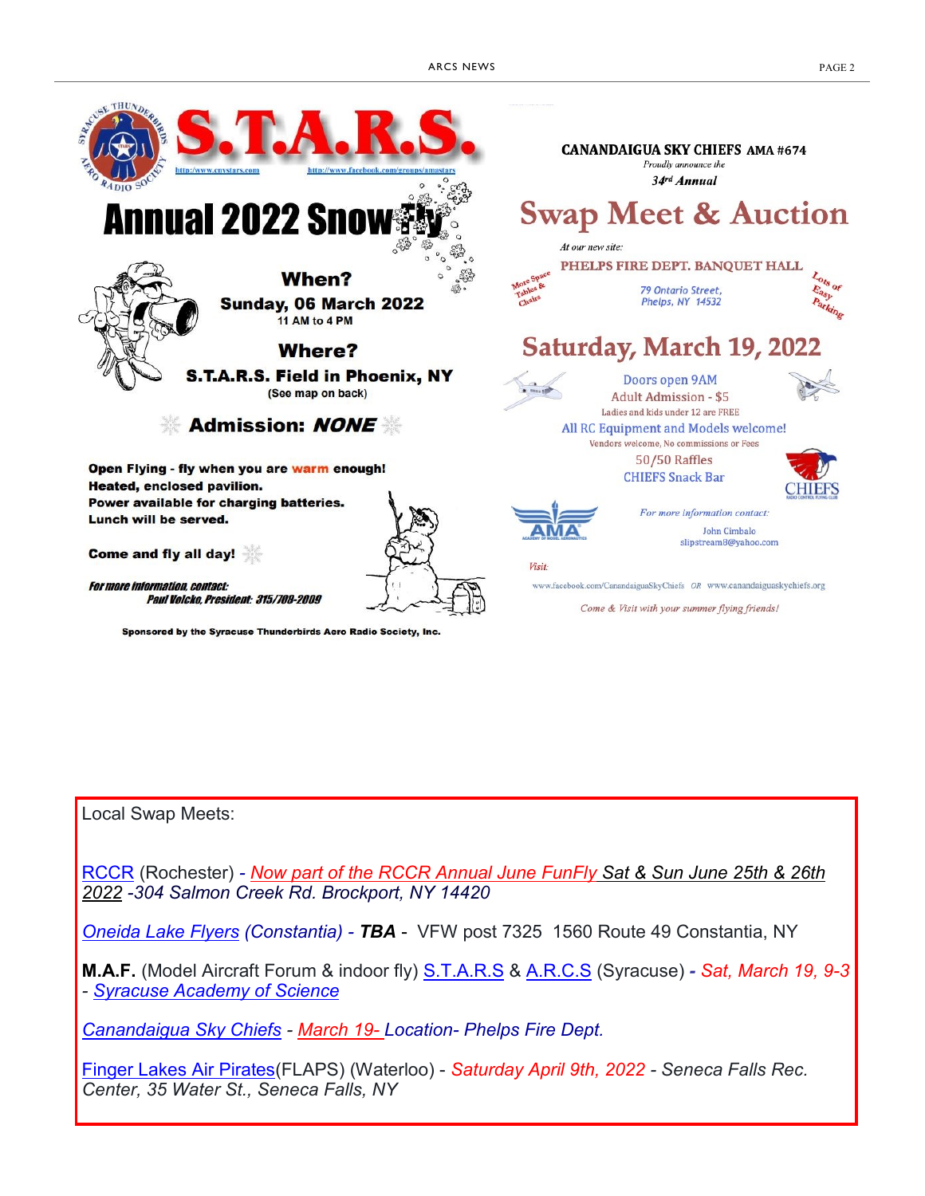# S.T.A.R.S.

http://www.cnystars.com http://www.facebook.com/groups/amastars

## Annual 2022 Snow Fly

**When?**

**Sunday, 06 March 2022**

11 AM to 4 PM

**Where?**

**S.T.A.R.S. Field in Phoenix, NY**

(See map on back)

**Admission: *NONE***

**Open Flying - fly when you are warm enough!**
**Heated, enclosed pavilion.**
**Power available for charging batteries.**
**Lunch will be served.**

**Come and fly all day!**

***For more information, contact:***
***Paul Volcko, President: 315/708-2009***

**Sponsored by the Syracuse Thunderbirds Aero Radio Society, Inc.**

---

**CANANDAIGUA SKY CHIEFS AMA #674**

*Proudly announce the*

***34rd Annual***

## Swap Meet & Auction

*At our new site:*

**PHELPS FIRE DEPT. BANQUET HALL**

*More Space Tables & Chairs*

*79 Ontario Street,*
*Phelps, NY 14532*

*Lots of Easy Parking*

## Saturday, March 19, 2022

Doors open 9AM
Adult Admission - $5
Ladies and kids under 12 are FREE
All RC Equipment and Models welcome!
Vendors welcome, No commissions or Fees
50/50 Raffles
CHIEFS Snack Bar

*For more information contact:*
John Cimbalo
slipstream8@yahoo.com

*Visit:*
www.facebook.com/CanandaiguaSkyChiefs *OR* www.canandaiguaskychiefs.org

*Come & Visit with your summer flying friends!*

---

Local Swap Meets:

RCCR (Rochester) - *Now part of the RCCR Annual June FunFly Sat & Sun June 25th & 26th 2022 -304 Salmon Creek Rd. Brockport, NY 14420*

*Oneida Lake Flyers (Constantia) -* ***TBA*** - VFW post 7325 1560 Route 49 Constantia, NY

**M.A.F.** (Model Aircraft Forum & indoor fly) S.T.A.R.S & A.R.C.S (Syracuse) **-** *Sat, March 19, 9-3 - Syracuse Academy of Science*

*Canandaigua Sky Chiefs - March 19- Location- Phelps Fire Dept.*

Finger Lakes Air Pirates(FLAPS) (Waterloo) - *Saturday April 9th, 2022 - Seneca Falls Rec. Center, 35 Water St., Seneca Falls, NY*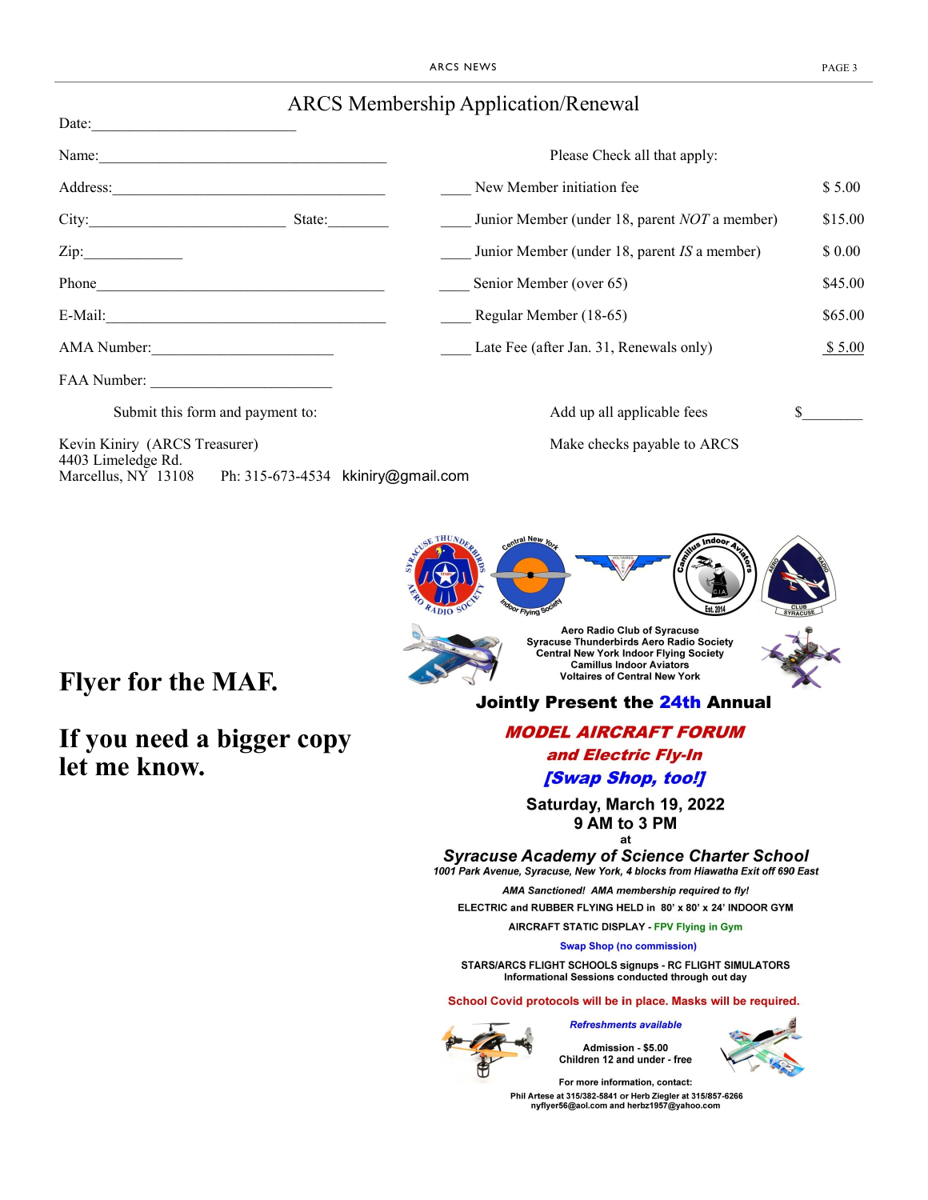# ARCS Membership Application/Renewal

Date:\_\_\_\_\_\_\_\_\_\_\_\_\_\_\_\_\_\_\_\_\_\_\_\_\_\_\_

Name:\_\_\_\_\_\_\_\_\_\_\_\_\_\_\_\_\_\_\_\_\_\_\_\_\_\_\_\_\_\_\_\_\_\_\_\_\_\_

Address:\_\_\_\_\_\_\_\_\_\_\_\_\_\_\_\_\_\_\_\_\_\_\_\_\_\_\_\_\_\_\_\_\_\_\_\_

City:\_\_\_\_\_\_\_\_\_\_\_\_\_\_\_\_\_\_\_\_\_\_\_\_\_\_ State:\_\_\_\_\_\_\_\_

Zip:\_\_\_\_\_\_\_\_\_\_\_\_\_

Phone\_\_\_\_\_\_\_\_\_\_\_\_\_\_\_\_\_\_\_\_\_\_\_\_\_\_\_\_\_\_\_\_\_\_\_\_\_\_

E-Mail:\_\_\_\_\_\_\_\_\_\_\_\_\_\_\_\_\_\_\_\_\_\_\_\_\_\_\_\_\_\_\_\_\_\_\_\_\_

AMA Number:\_\_\_\_\_\_\_\_\_\_\_\_\_\_\_\_\_\_\_\_\_\_\_\_\_

FAA Number: \_\_\_\_\_\_\_\_\_\_\_\_\_\_\_\_\_\_\_\_\_\_\_\_\_

Please Check all that apply:

| | | |
|---|---|---|
| \_\_\_\_ | New Member initiation fee | $ 5.00 |
| \_\_\_\_ | Junior Member (under 18, parent *NOT* a member) | $15.00 |
| \_\_\_\_ | Junior Member (under 18, parent *IS* a member) | $ 0.00 |
| \_\_\_\_ | Senior Member (over 65) | $45.00 |
| \_\_\_\_ | Regular Member (18-65) | $65.00 |
| \_\_\_\_ | Late Fee (after Jan. 31, Renewals only) | $ 5.00 |
| | Add up all applicable fees | $\_\_\_\_\_\_\_\_ |

Make checks payable to ARCS

Submit this form and payment to:

Kevin Kiniry (ARCS Treasurer)
4403 Limeledge Rd.
Marcellus, NY 13108 Ph: 315-673-4534 kkiniry@gmail.com

## Flyer for the MAF.

## If you need a bigger copy let me know.

Aero Radio Club of Syracuse
Syracuse Thunderbirds Aero Radio Society
Central New York Indoor Flying Society
Camillus Indoor Aviators
Voltaires of Central New York

**Jointly Present the 24th Annual**

***MODEL AIRCRAFT FORUM***

***and Electric Fly-In***

***[Swap Shop, too!]***

**Saturday, March 19, 2022**
**9 AM to 3 PM**
at
***Syracuse Academy of Science Charter School***
*1001 Park Avenue, Syracuse, New York, 4 blocks from Hiawatha Exit off 690 East*

*AMA Sanctioned! AMA membership required to fly!*

ELECTRIC and RUBBER FLYING HELD in 80' x 80' x 24' INDOOR GYM

AIRCRAFT STATIC DISPLAY - FPV Flying in Gym

Swap Shop (no commission)

STARS/ARCS FLIGHT SCHOOLS signups - RC FLIGHT SIMULATORS
Informational Sessions conducted through out day

School Covid protocols will be in place. Masks will be required.

*Refreshments available*

Admission - $5.00
Children 12 and under - free

For more information, contact:
Phil Artese at 315/382-5841 or Herb Ziegler at 315/857-6266
nyflyer56@aol.com and herbz1957@yahoo.com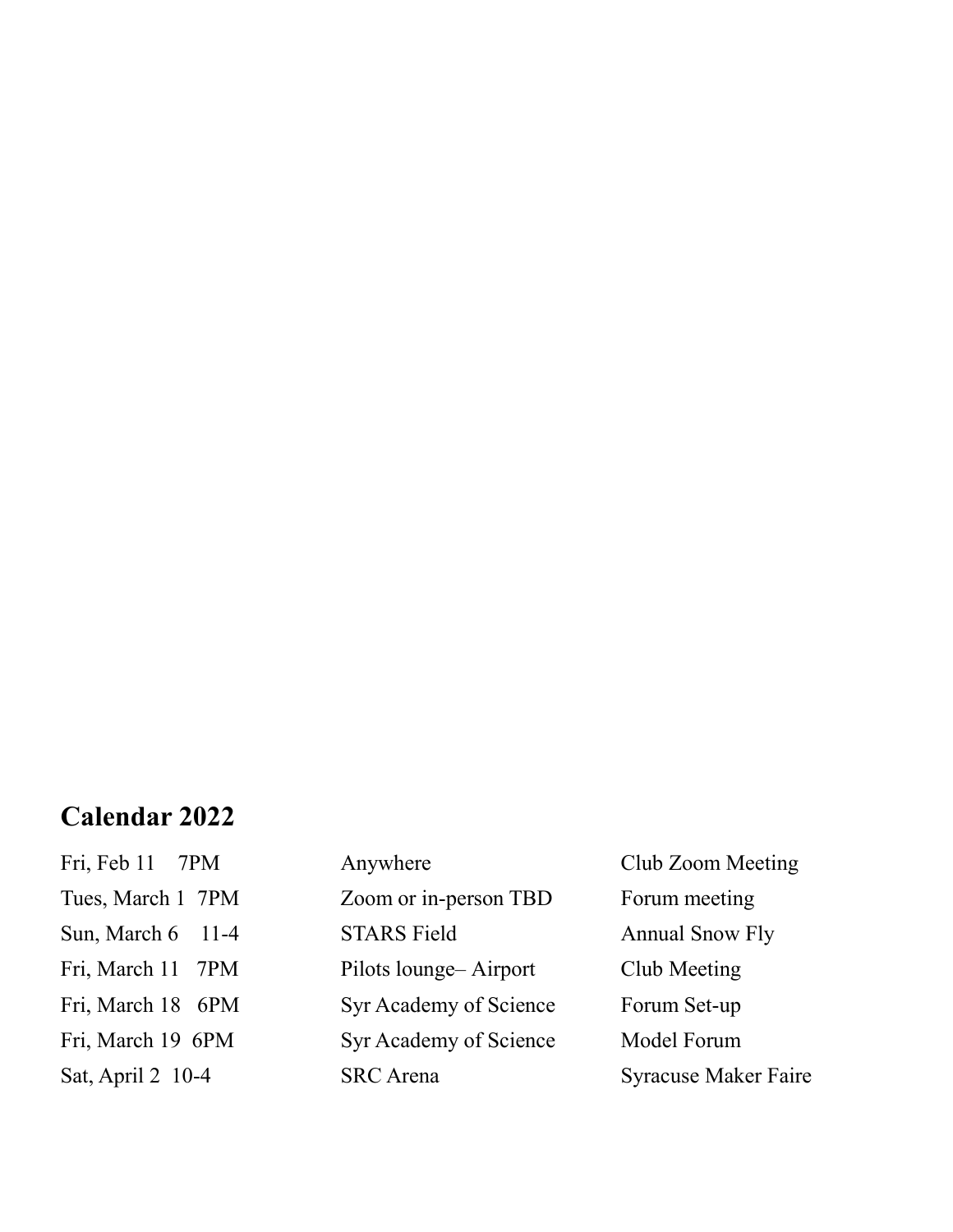## Calendar 2022

| | | |
|---|---|---|
| Fri, Feb 11 7PM | Anywhere | Club Zoom Meeting |
| Tues, March 1 7PM | Zoom or in-person TBD | Forum meeting |
| Sun, March 6 11-4 | STARS Field | Annual Snow Fly |
| Fri, March 11 7PM | Pilots lounge– Airport | Club Meeting |
| Fri, March 18 6PM | Syr Academy of Science | Forum Set-up |
| Fri, March 19 6PM | Syr Academy of Science | Model Forum |
| Sat, April 2 10-4 | SRC Arena | Syracuse Maker Faire |